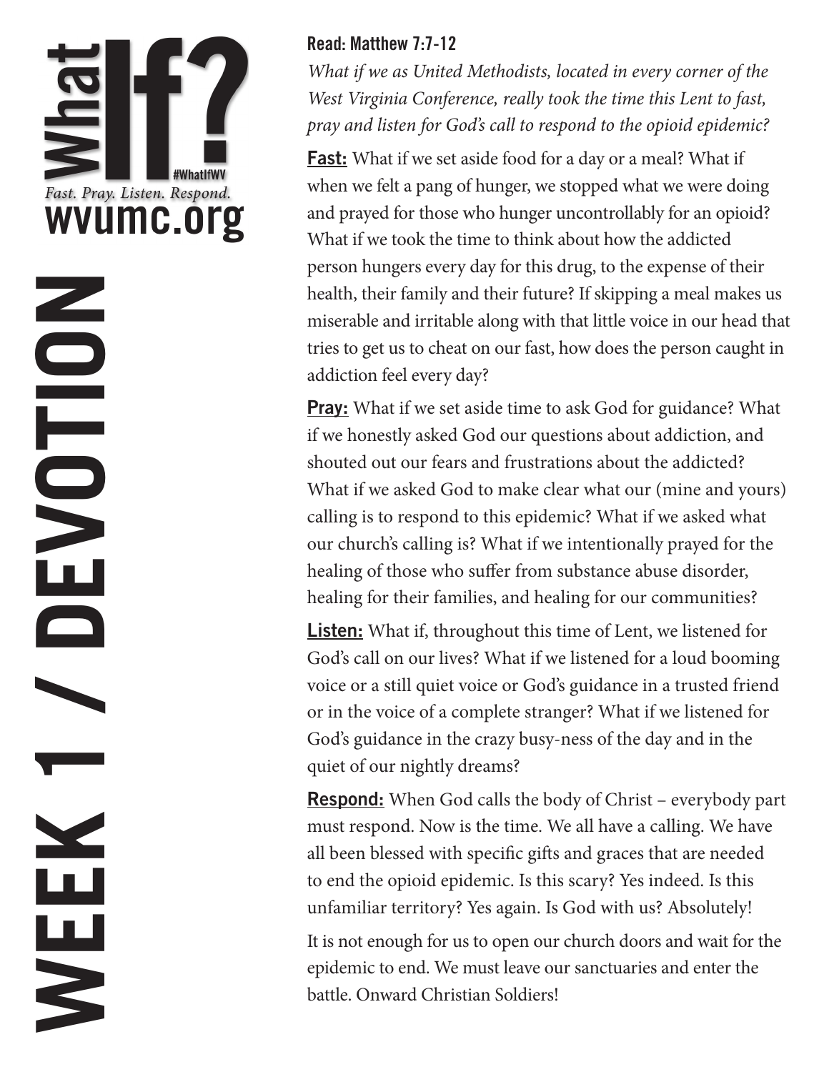# What If?

#WhatIfWV

*Fast. Pray. Listen. Respond.*

wvumc.org

# WEEK 1 / DEVOTION

**Read: Matthew 7:7-12**

*What if we as United Methodists, located in every corner of the West Virginia Conference, really took the time this Lent to fast, pray and listen for God's call to respond to the opioid epidemic?*

**Fast:** What if we set aside food for a day or a meal? What if when we felt a pang of hunger, we stopped what we were doing and prayed for those who hunger uncontrollably for an opioid? What if we took the time to think about how the addicted person hungers every day for this drug, to the expense of their health, their family and their future? If skipping a meal makes us miserable and irritable along with that little voice in our head that tries to get us to cheat on our fast, how does the person caught in addiction feel every day?

**Pray:** What if we set aside time to ask God for guidance? What if we honestly asked God our questions about addiction, and shouted out our fears and frustrations about the addicted? What if we asked God to make clear what our (mine and yours) calling is to respond to this epidemic? What if we asked what our church's calling is? What if we intentionally prayed for the healing of those who suffer from substance abuse disorder, healing for their families, and healing for our communities?

**Listen:** What if, throughout this time of Lent, we listened for God's call on our lives? What if we listened for a loud booming voice or a still quiet voice or God's guidance in a trusted friend or in the voice of a complete stranger? What if we listened for God's guidance in the crazy busy-ness of the day and in the quiet of our nightly dreams?

**Respond:** When God calls the body of Christ – everybody part must respond. Now is the time. We all have a calling. We have all been blessed with specific gifts and graces that are needed to end the opioid epidemic. Is this scary? Yes indeed. Is this unfamiliar territory? Yes again. Is God with us? Absolutely!

It is not enough for us to open our church doors and wait for the epidemic to end. We must leave our sanctuaries and enter the battle. Onward Christian Soldiers!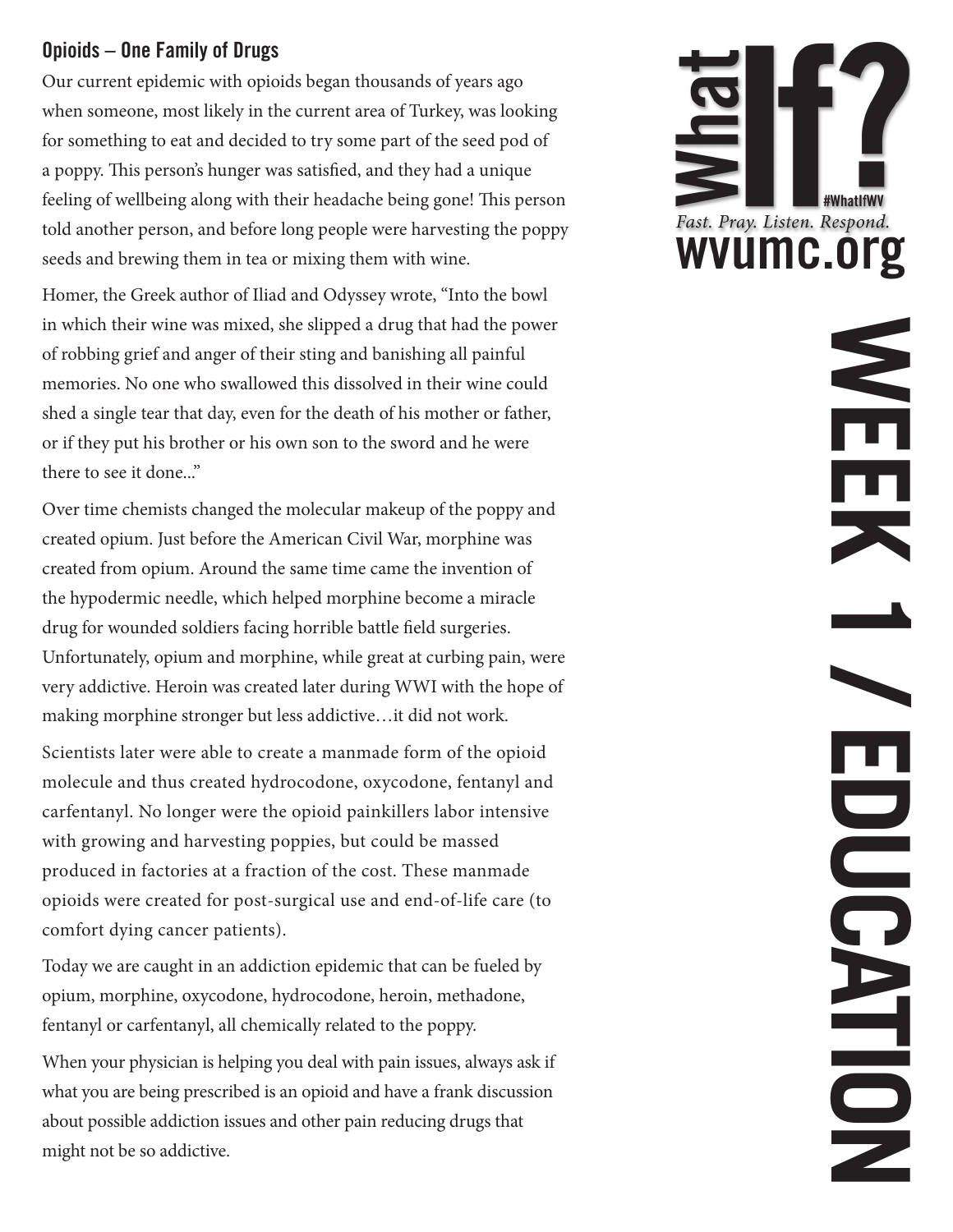## Opioids – One Family of Drugs

Our current epidemic with opioids began thousands of years ago when someone, most likely in the current area of Turkey, was looking for something to eat and decided to try some part of the seed pod of a poppy. This person's hunger was satisfied, and they had a unique feeling of wellbeing along with their headache being gone! This person told another person, and before long people were harvesting the poppy seeds and brewing them in tea or mixing them with wine.

Homer, the Greek author of Iliad and Odyssey wrote, "Into the bowl in which their wine was mixed, she slipped a drug that had the power of robbing grief and anger of their sting and banishing all painful memories. No one who swallowed this dissolved in their wine could shed a single tear that day, even for the death of his mother or father, or if they put his brother or his own son to the sword and he were there to see it done..."

Over time chemists changed the molecular makeup of the poppy and created opium. Just before the American Civil War, morphine was created from opium. Around the same time came the invention of the hypodermic needle, which helped morphine become a miracle drug for wounded soldiers facing horrible battle field surgeries. Unfortunately, opium and morphine, while great at curbing pain, were very addictive. Heroin was created later during WWI with the hope of making morphine stronger but less addictive…it did not work.

Scientists later were able to create a manmade form of the opioid molecule and thus created hydrocodone, oxycodone, fentanyl and carfentanyl. No longer were the opioid painkillers labor intensive with growing and harvesting poppies, but could be massed produced in factories at a fraction of the cost. These manmade opioids were created for post-surgical use and end-of-life care (to comfort dying cancer patients).

Today we are caught in an addiction epidemic that can be fueled by opium, morphine, oxycodone, hydrocodone, heroin, methadone, fentanyl or carfentanyl, all chemically related to the poppy.

When your physician is helping you deal with pain issues, always ask if what you are being prescribed is an opioid and have a frank discussion about possible addiction issues and other pain reducing drugs that might not be so addictive.

What If? #WhatIfWV

*Fast. Pray. Listen. Respond.*

wvumc.org

# WEEK 1 / EDUCATION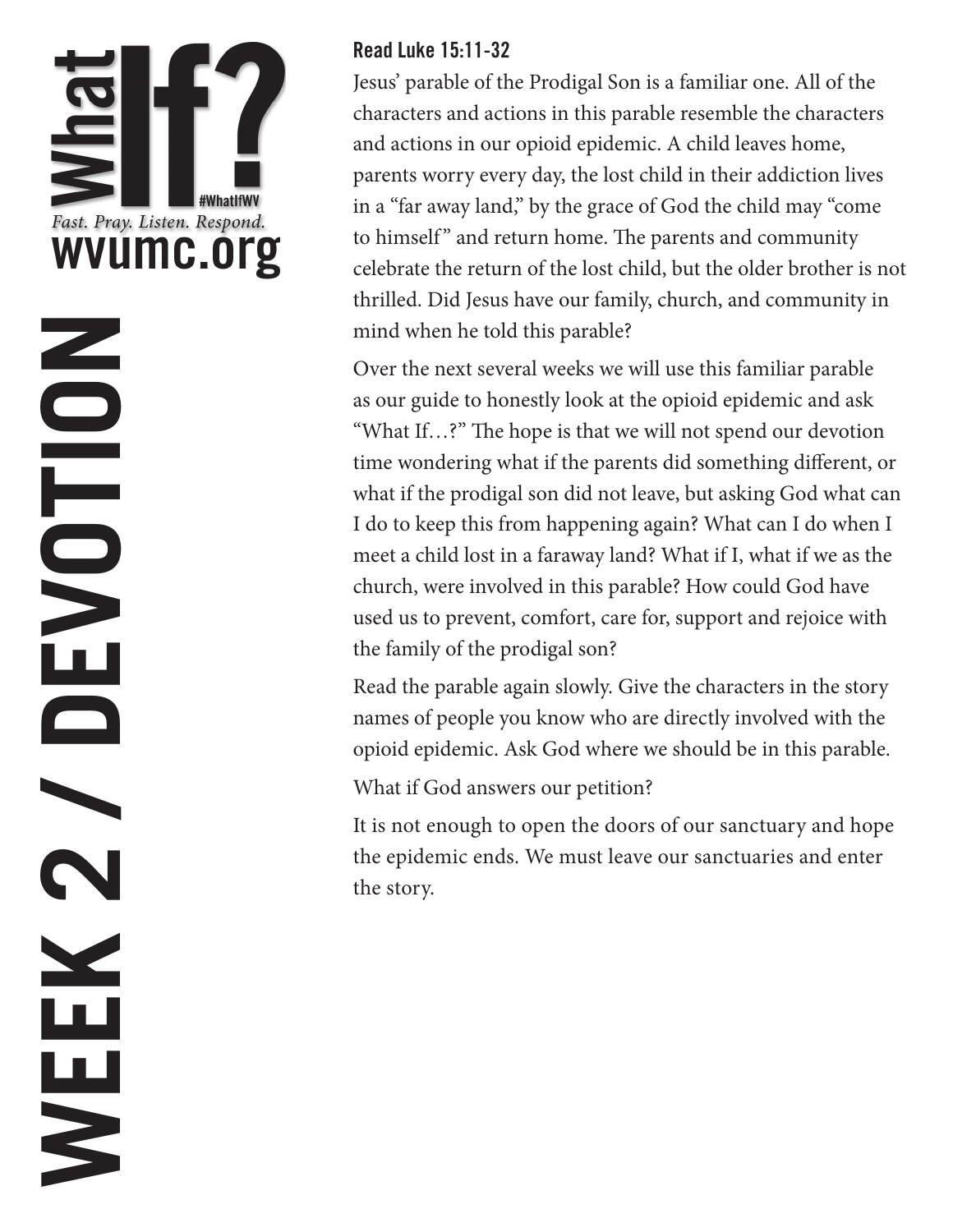# WEEK 2 / DEVOTION

## Read Luke 15:11-32

Jesus' parable of the Prodigal Son is a familiar one. All of the characters and actions in this parable resemble the characters and actions in our opioid epidemic. A child leaves home, parents worry every day, the lost child in their addiction lives in a "far away land," by the grace of God the child may "come to himself" and return home. The parents and community celebrate the return of the lost child, but the older brother is not thrilled. Did Jesus have our family, church, and community in mind when he told this parable?

Over the next several weeks we will use this familiar parable as our guide to honestly look at the opioid epidemic and ask "What If…?" The hope is that we will not spend our devotion time wondering what if the parents did something different, or what if the prodigal son did not leave, but asking God what can I do to keep this from happening again? What can I do when I meet a child lost in a faraway land? What if I, what if we as the church, were involved in this parable? How could God have used us to prevent, comfort, care for, support and rejoice with the family of the prodigal son?

Read the parable again slowly. Give the characters in the story names of people you know who are directly involved with the opioid epidemic. Ask God where we should be in this parable.

What if God answers our petition?

It is not enough to open the doors of our sanctuary and hope the epidemic ends. We must leave our sanctuaries and enter the story.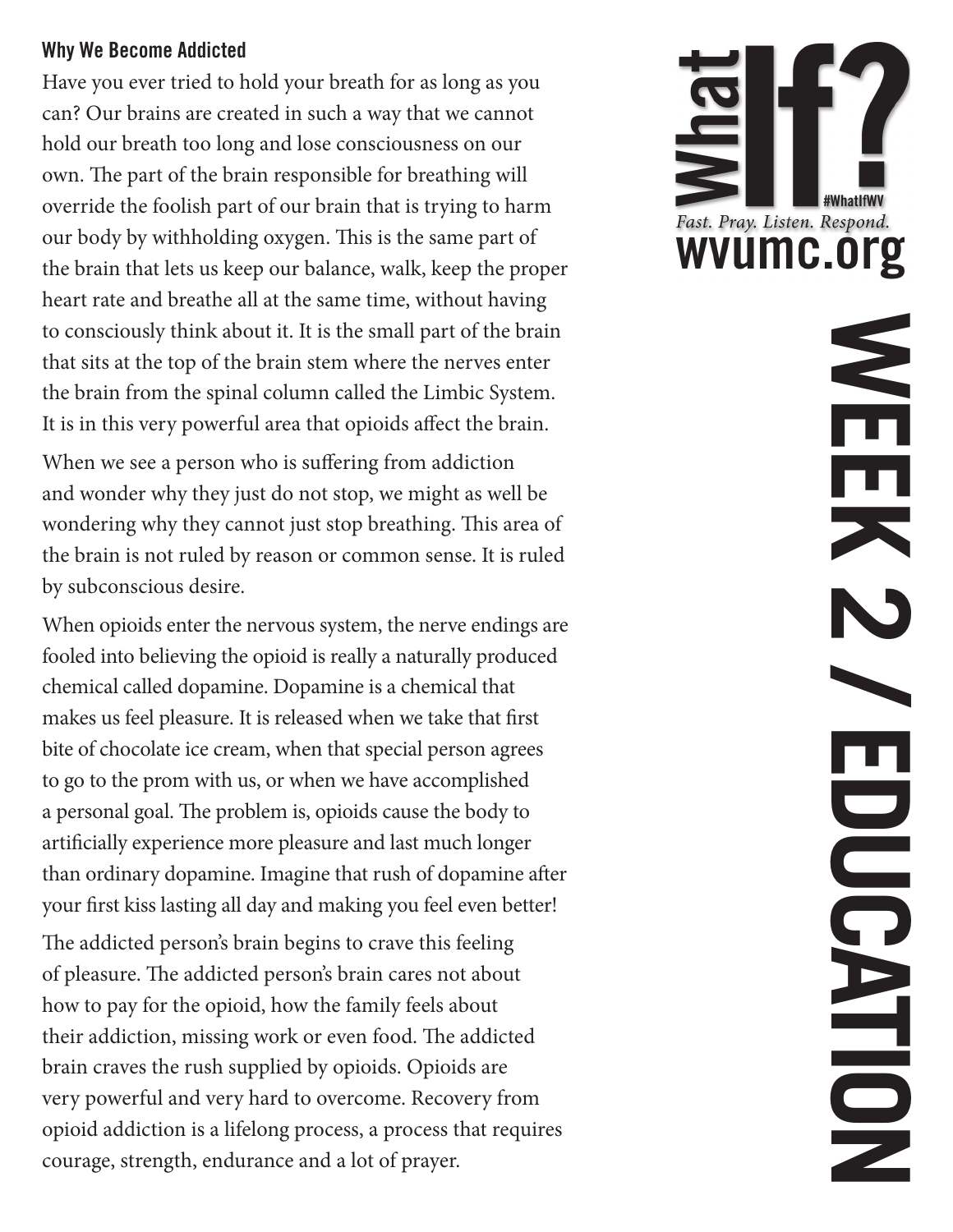### Why We Become Addicted

Have you ever tried to hold your breath for as long as you can? Our brains are created in such a way that we cannot hold our breath too long and lose consciousness on our own. The part of the brain responsible for breathing will override the foolish part of our brain that is trying to harm our body by withholding oxygen. This is the same part of the brain that lets us keep our balance, walk, keep the proper heart rate and breathe all at the same time, without having to consciously think about it. It is the small part of the brain that sits at the top of the brain stem where the nerves enter the brain from the spinal column called the Limbic System. It is in this very powerful area that opioids affect the brain.

When we see a person who is suffering from addiction and wonder why they just do not stop, we might as well be wondering why they cannot just stop breathing. This area of the brain is not ruled by reason or common sense. It is ruled by subconscious desire.

When opioids enter the nervous system, the nerve endings are fooled into believing the opioid is really a naturally produced chemical called dopamine. Dopamine is a chemical that makes us feel pleasure. It is released when we take that first bite of chocolate ice cream, when that special person agrees to go to the prom with us, or when we have accomplished a personal goal. The problem is, opioids cause the body to artificially experience more pleasure and last much longer than ordinary dopamine. Imagine that rush of dopamine after your first kiss lasting all day and making you feel even better!

The addicted person's brain begins to crave this feeling of pleasure. The addicted person's brain cares not about how to pay for the opioid, how the family feels about their addiction, missing work or even food. The addicted brain craves the rush supplied by opioids. Opioids are very powerful and very hard to overcome. Recovery from opioid addiction is a lifelong process, a process that requires courage, strength, endurance and a lot of prayer.

What If?

#WhatIfWV

*Fast. Pray. Listen. Respond.*

wvumc.org

WEEK 2 / EDUCATION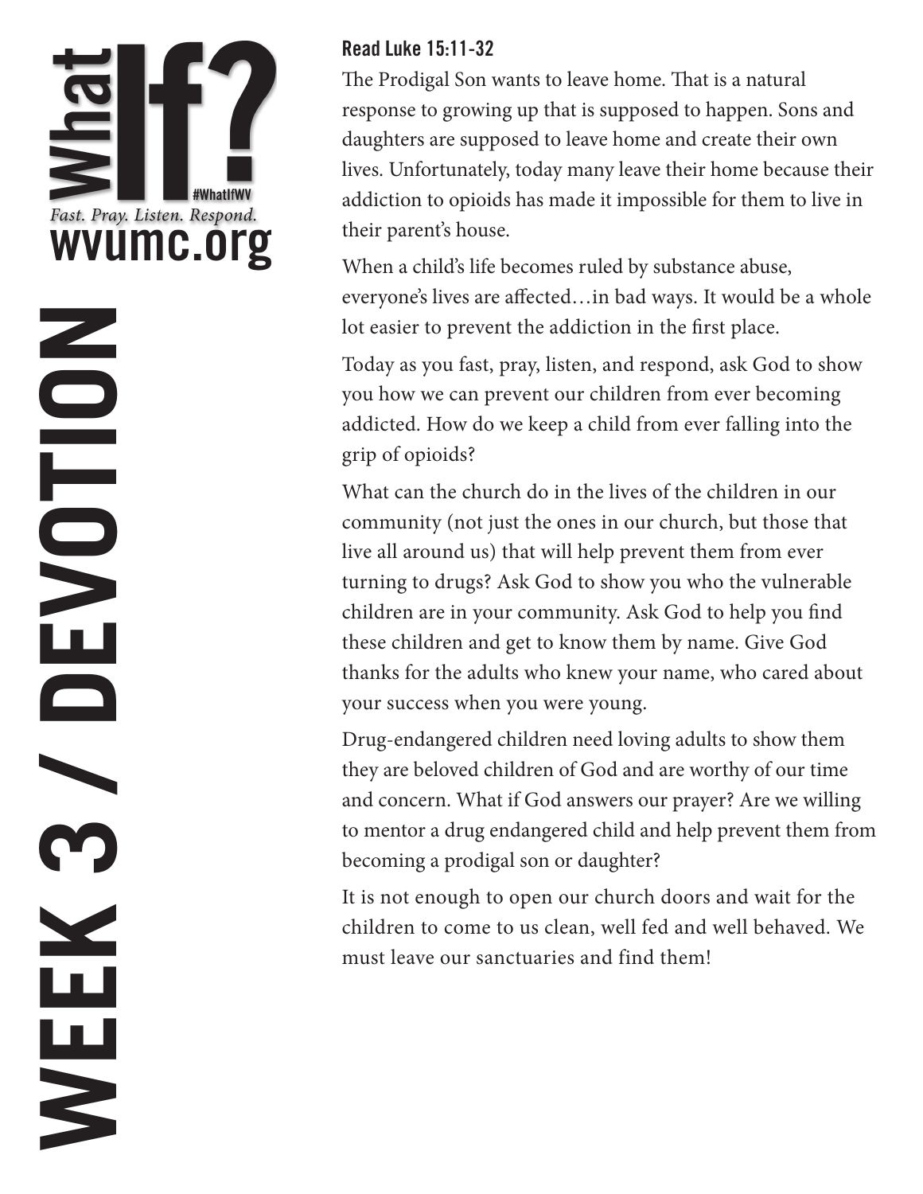# WEEK 3 / DEVOTION

What If?
#WhatIfWV
*Fast. Pray. Listen. Respond.*
wvumc.org

**Read Luke 15:11-32**

The Prodigal Son wants to leave home. That is a natural response to growing up that is supposed to happen. Sons and daughters are supposed to leave home and create their own lives. Unfortunately, today many leave their home because their addiction to opioids has made it impossible for them to live in their parent's house.

When a child's life becomes ruled by substance abuse, everyone's lives are affected…in bad ways. It would be a whole lot easier to prevent the addiction in the first place.

Today as you fast, pray, listen, and respond, ask God to show you how we can prevent our children from ever becoming addicted. How do we keep a child from ever falling into the grip of opioids?

What can the church do in the lives of the children in our community (not just the ones in our church, but those that live all around us) that will help prevent them from ever turning to drugs? Ask God to show you who the vulnerable children are in your community. Ask God to help you find these children and get to know them by name. Give God thanks for the adults who knew your name, who cared about your success when you were young.

Drug-endangered children need loving adults to show them they are beloved children of God and are worthy of our time and concern. What if God answers our prayer? Are we willing to mentor a drug endangered child and help prevent them from becoming a prodigal son or daughter?

It is not enough to open our church doors and wait for the children to come to us clean, well fed and well behaved. We must leave our sanctuaries and find them!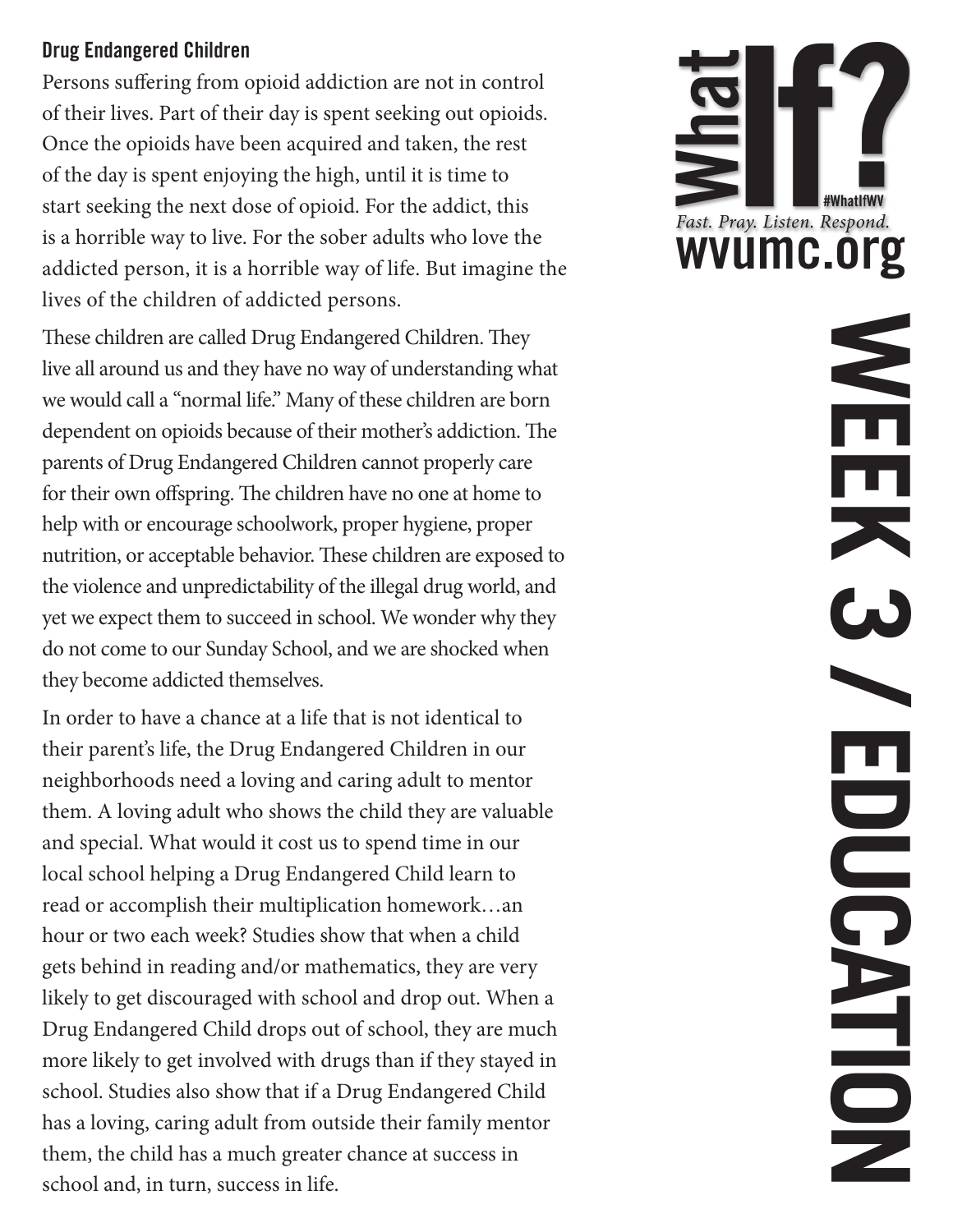**Drug Endangered Children**

Persons suffering from opioid addiction are not in control of their lives. Part of their day is spent seeking out opioids. Once the opioids have been acquired and taken, the rest of the day is spent enjoying the high, until it is time to start seeking the next dose of opioid. For the addict, this is a horrible way to live. For the sober adults who love the addicted person, it is a horrible way of life. But imagine the lives of the children of addicted persons.

These children are called Drug Endangered Children. They live all around us and they have no way of understanding what we would call a "normal life." Many of these children are born dependent on opioids because of their mother's addiction. The parents of Drug Endangered Children cannot properly care for their own offspring. The children have no one at home to help with or encourage schoolwork, proper hygiene, proper nutrition, or acceptable behavior. These children are exposed to the violence and unpredictability of the illegal drug world, and yet we expect them to succeed in school. We wonder why they do not come to our Sunday School, and we are shocked when they become addicted themselves.

In order to have a chance at a life that is not identical to their parent's life, the Drug Endangered Children in our neighborhoods need a loving and caring adult to mentor them. A loving adult who shows the child they are valuable and special. What would it cost us to spend time in our local school helping a Drug Endangered Child learn to read or accomplish their multiplication homework…an hour or two each week? Studies show that when a child gets behind in reading and/or mathematics, they are very likely to get discouraged with school and drop out. When a Drug Endangered Child drops out of school, they are much more likely to get involved with drugs than if they stayed in school. Studies also show that if a Drug Endangered Child has a loving, caring adult from outside their family mentor them, the child has a much greater chance at success in school and, in turn, success in life.

What If? #WhatIfWV

*Fast. Pray. Listen. Respond.*

wvumc.org

# WEEK 3 / EDUCATION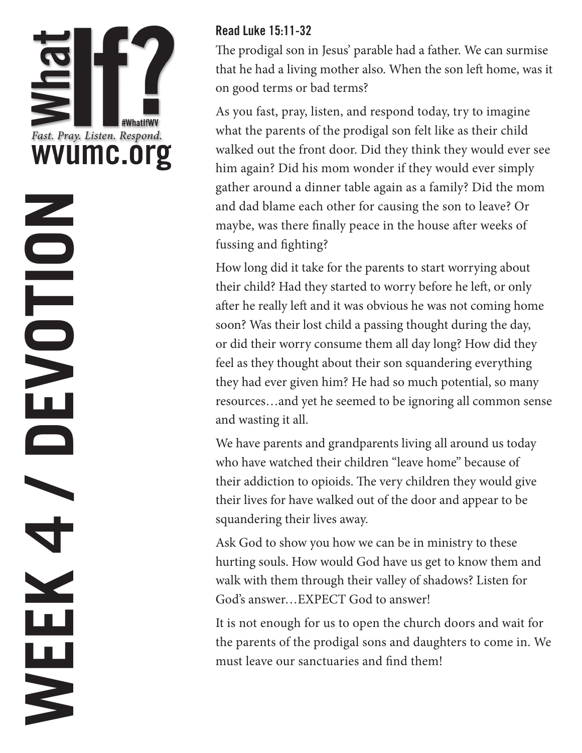# WEEK 4 / DEVOTION

What If? #WhatIfWV
*Fast. Pray. Listen. Respond.*
wvumc.org

**Read Luke 15:11-32**

The prodigal son in Jesus' parable had a father. We can surmise that he had a living mother also. When the son left home, was it on good terms or bad terms?

As you fast, pray, listen, and respond today, try to imagine what the parents of the prodigal son felt like as their child walked out the front door. Did they think they would ever see him again? Did his mom wonder if they would ever simply gather around a dinner table again as a family? Did the mom and dad blame each other for causing the son to leave? Or maybe, was there finally peace in the house after weeks of fussing and fighting?

How long did it take for the parents to start worrying about their child? Had they started to worry before he left, or only after he really left and it was obvious he was not coming home soon? Was their lost child a passing thought during the day, or did their worry consume them all day long? How did they feel as they thought about their son squandering everything they had ever given him? He had so much potential, so many resources…and yet he seemed to be ignoring all common sense and wasting it all.

We have parents and grandparents living all around us today who have watched their children "leave home" because of their addiction to opioids. The very children they would give their lives for have walked out of the door and appear to be squandering their lives away.

Ask God to show you how we can be in ministry to these hurting souls. How would God have us get to know them and walk with them through their valley of shadows? Listen for God's answer…EXPECT God to answer!

It is not enough for us to open the church doors and wait for the parents of the prodigal sons and daughters to come in. We must leave our sanctuaries and find them!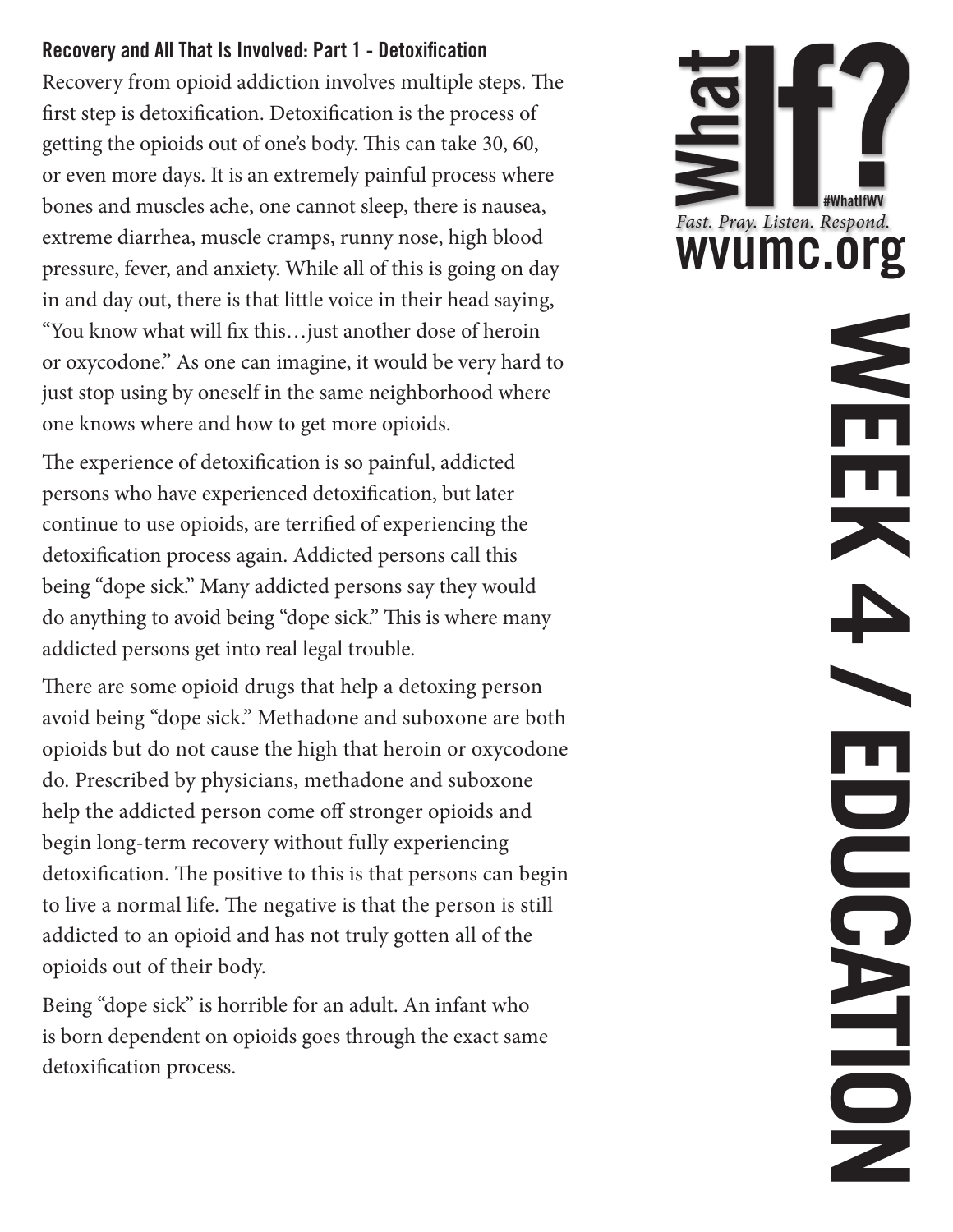## Recovery and All That Is Involved: Part 1 - Detoxification

Recovery from opioid addiction involves multiple steps. The first step is detoxification. Detoxification is the process of getting the opioids out of one's body. This can take 30, 60, or even more days. It is an extremely painful process where bones and muscles ache, one cannot sleep, there is nausea, extreme diarrhea, muscle cramps, runny nose, high blood pressure, fever, and anxiety. While all of this is going on day in and day out, there is that little voice in their head saying, "You know what will fix this…just another dose of heroin or oxycodone." As one can imagine, it would be very hard to just stop using by oneself in the same neighborhood where one knows where and how to get more opioids.

The experience of detoxification is so painful, addicted persons who have experienced detoxification, but later continue to use opioids, are terrified of experiencing the detoxification process again. Addicted persons call this being "dope sick." Many addicted persons say they would do anything to avoid being "dope sick." This is where many addicted persons get into real legal trouble.

There are some opioid drugs that help a detoxing person avoid being "dope sick." Methadone and suboxone are both opioids but do not cause the high that heroin or oxycodone do. Prescribed by physicians, methadone and suboxone help the addicted person come off stronger opioids and begin long-term recovery without fully experiencing detoxification. The positive to this is that persons can begin to live a normal life. The negative is that the person is still addicted to an opioid and has not truly gotten all of the opioids out of their body.

Being "dope sick" is horrible for an adult. An infant who is born dependent on opioids goes through the exact same detoxification process.

What If?

#WhatIfWV

*Fast. Pray. Listen. Respond.*

wvumc.org

WEEK 4 / EDUCATION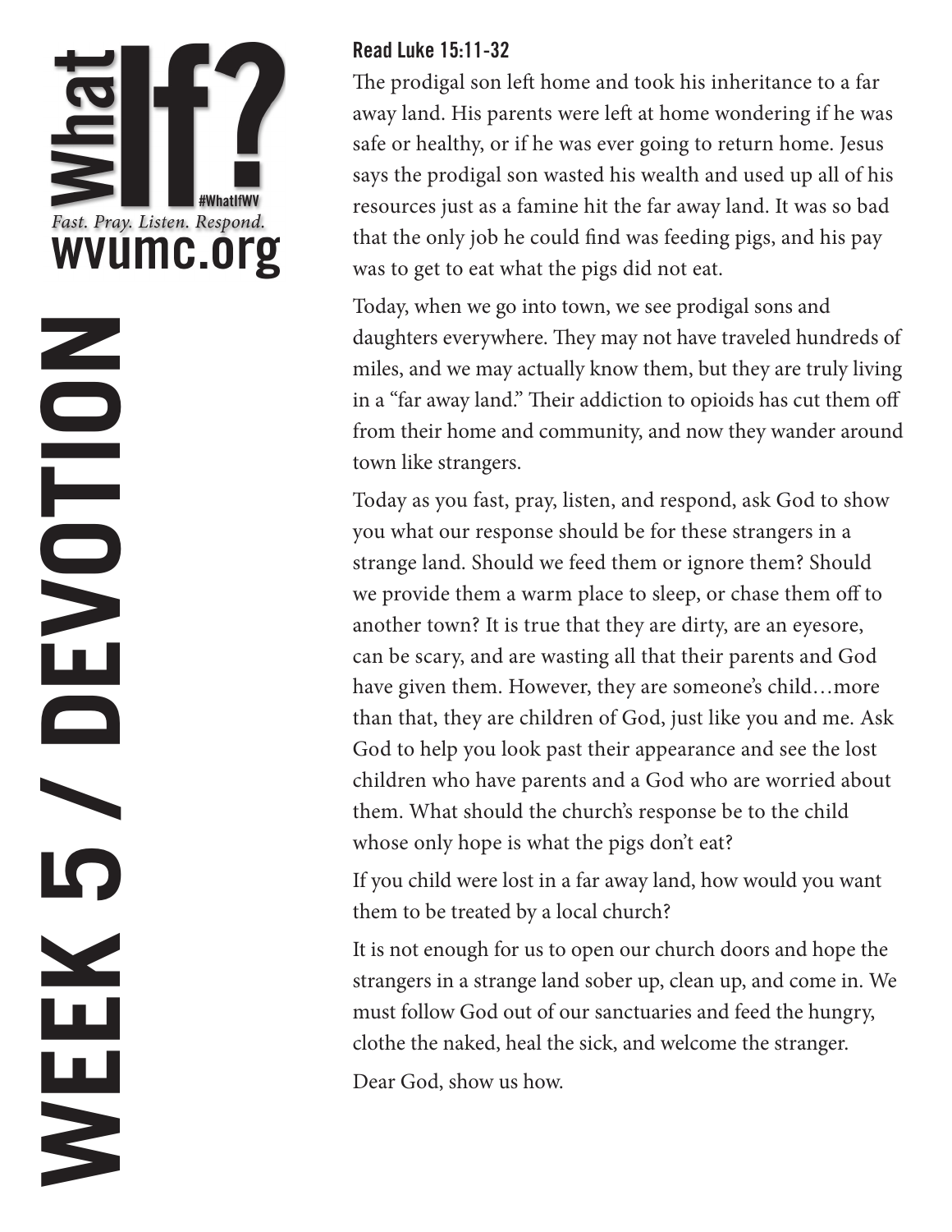# WEEK 5 / DEVOTION

**What If?** #WhatIfWV
*Fast. Pray. Listen. Respond.*
wvumc.org

**Read Luke 15:11-32**

The prodigal son left home and took his inheritance to a far away land. His parents were left at home wondering if he was safe or healthy, or if he was ever going to return home. Jesus says the prodigal son wasted his wealth and used up all of his resources just as a famine hit the far away land. It was so bad that the only job he could find was feeding pigs, and his pay was to get to eat what the pigs did not eat.

Today, when we go into town, we see prodigal sons and daughters everywhere. They may not have traveled hundreds of miles, and we may actually know them, but they are truly living in a "far away land." Their addiction to opioids has cut them off from their home and community, and now they wander around town like strangers.

Today as you fast, pray, listen, and respond, ask God to show you what our response should be for these strangers in a strange land. Should we feed them or ignore them? Should we provide them a warm place to sleep, or chase them off to another town? It is true that they are dirty, are an eyesore, can be scary, and are wasting all that their parents and God have given them. However, they are someone's child…more than that, they are children of God, just like you and me. Ask God to help you look past their appearance and see the lost children who have parents and a God who are worried about them. What should the church's response be to the child whose only hope is what the pigs don't eat?

If you child were lost in a far away land, how would you want them to be treated by a local church?

It is not enough for us to open our church doors and hope the strangers in a strange land sober up, clean up, and come in. We must follow God out of our sanctuaries and feed the hungry, clothe the naked, heal the sick, and welcome the stranger.

Dear God, show us how.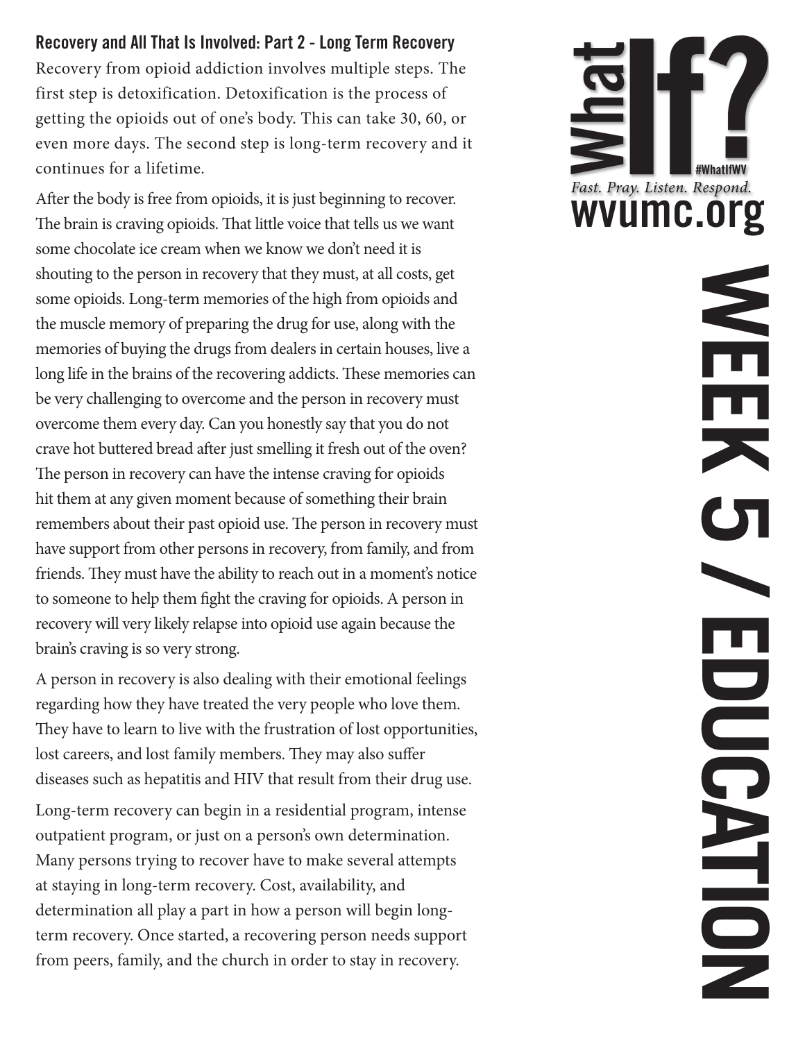### Recovery and All That Is Involved: Part 2 - Long Term Recovery

Recovery from opioid addiction involves multiple steps. The first step is detoxification. Detoxification is the process of getting the opioids out of one's body. This can take 30, 60, or even more days. The second step is long-term recovery and it continues for a lifetime.

After the body is free from opioids, it is just beginning to recover. The brain is craving opioids. That little voice that tells us we want some chocolate ice cream when we know we don't need it is shouting to the person in recovery that they must, at all costs, get some opioids. Long-term memories of the high from opioids and the muscle memory of preparing the drug for use, along with the memories of buying the drugs from dealers in certain houses, live a long life in the brains of the recovering addicts. These memories can be very challenging to overcome and the person in recovery must overcome them every day. Can you honestly say that you do not crave hot buttered bread after just smelling it fresh out of the oven? The person in recovery can have the intense craving for opioids hit them at any given moment because of something their brain remembers about their past opioid use. The person in recovery must have support from other persons in recovery, from family, and from friends. They must have the ability to reach out in a moment's notice to someone to help them fight the craving for opioids. A person in recovery will very likely relapse into opioid use again because the brain's craving is so very strong.

A person in recovery is also dealing with their emotional feelings regarding how they have treated the very people who love them. They have to learn to live with the frustration of lost opportunities, lost careers, and lost family members. They may also suffer diseases such as hepatitis and HIV that result from their drug use.

Long-term recovery can begin in a residential program, intense outpatient program, or just on a person's own determination. Many persons trying to recover have to make several attempts at staying in long-term recovery. Cost, availability, and determination all play a part in how a person will begin long-term recovery. Once started, a recovering person needs support from peers, family, and the church in order to stay in recovery.

What If? #WhatIfWV

*Fast. Pray. Listen. Respond.*

wvumc.org

WEEK 5 / EDUCATION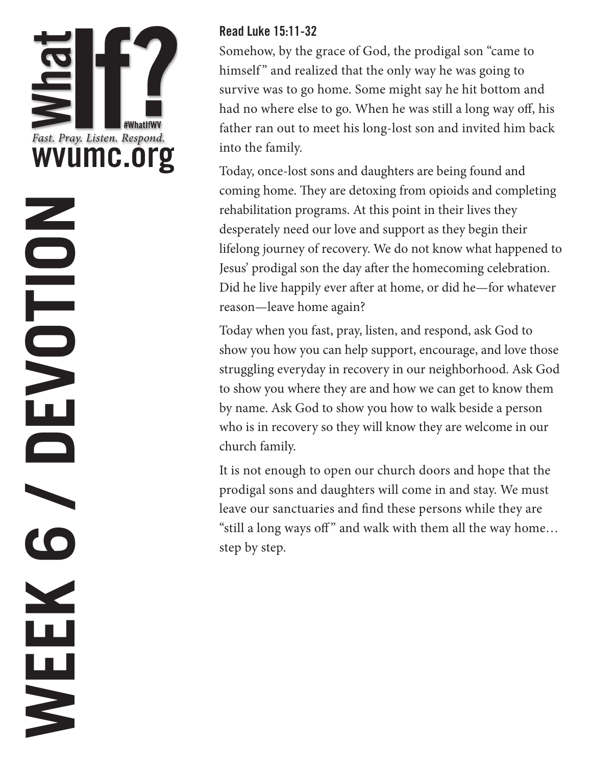# WEEK 6 / DEVOTION

What If? #WhatIfWV
*Fast. Pray. Listen. Respond.*
wvumc.org

**Read Luke 15:11-32**

Somehow, by the grace of God, the prodigal son "came to himself" and realized that the only way he was going to survive was to go home. Some might say he hit bottom and had no where else to go. When he was still a long way off, his father ran out to meet his long-lost son and invited him back into the family.

Today, once-lost sons and daughters are being found and coming home. They are detoxing from opioids and completing rehabilitation programs. At this point in their lives they desperately need our love and support as they begin their lifelong journey of recovery. We do not know what happened to Jesus' prodigal son the day after the homecoming celebration. Did he live happily ever after at home, or did he—for whatever reason—leave home again?

Today when you fast, pray, listen, and respond, ask God to show you how you can help support, encourage, and love those struggling everyday in recovery in our neighborhood. Ask God to show you where they are and how we can get to know them by name. Ask God to show you how to walk beside a person who is in recovery so they will know they are welcome in our church family.

It is not enough to open our church doors and hope that the prodigal sons and daughters will come in and stay. We must leave our sanctuaries and find these persons while they are "still a long ways off" and walk with them all the way home… step by step.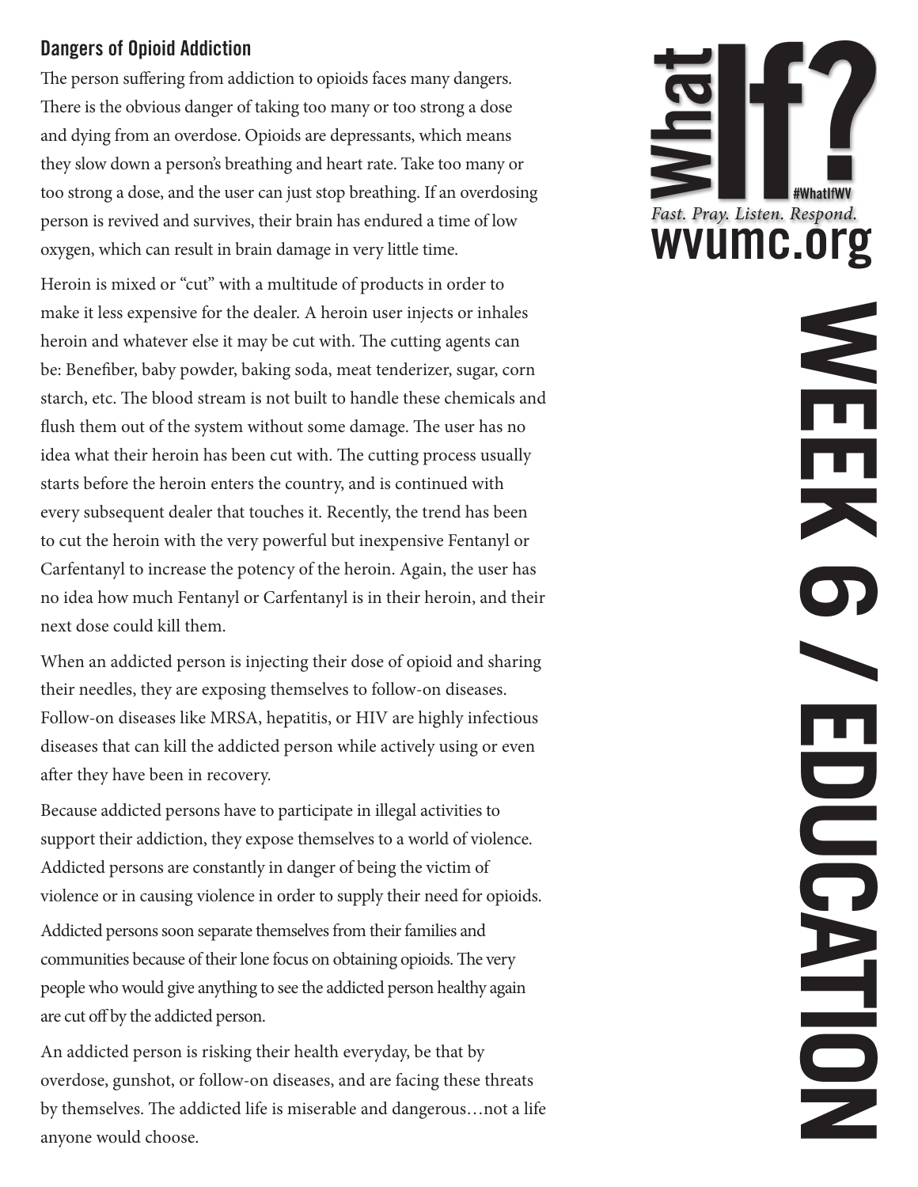## Dangers of Opioid Addiction

The person suffering from addiction to opioids faces many dangers. There is the obvious danger of taking too many or too strong a dose and dying from an overdose. Opioids are depressants, which means they slow down a person's breathing and heart rate. Take too many or too strong a dose, and the user can just stop breathing. If an overdosing person is revived and survives, their brain has endured a time of low oxygen, which can result in brain damage in very little time.

Heroin is mixed or "cut" with a multitude of products in order to make it less expensive for the dealer. A heroin user injects or inhales heroin and whatever else it may be cut with. The cutting agents can be: Benefiber, baby powder, baking soda, meat tenderizer, sugar, corn starch, etc. The blood stream is not built to handle these chemicals and flush them out of the system without some damage. The user has no idea what their heroin has been cut with. The cutting process usually starts before the heroin enters the country, and is continued with every subsequent dealer that touches it. Recently, the trend has been to cut the heroin with the very powerful but inexpensive Fentanyl or Carfentanyl to increase the potency of the heroin. Again, the user has no idea how much Fentanyl or Carfentanyl is in their heroin, and their next dose could kill them.

When an addicted person is injecting their dose of opioid and sharing their needles, they are exposing themselves to follow-on diseases. Follow-on diseases like MRSA, hepatitis, or HIV are highly infectious diseases that can kill the addicted person while actively using or even after they have been in recovery.

Because addicted persons have to participate in illegal activities to support their addiction, they expose themselves to a world of violence. Addicted persons are constantly in danger of being the victim of violence or in causing violence in order to supply their need for opioids.

Addicted persons soon separate themselves from their families and communities because of their lone focus on obtaining opioids. The very people who would give anything to see the addicted person healthy again are cut off by the addicted person.

An addicted person is risking their health everyday, be that by overdose, gunshot, or follow-on diseases, and are facing these threats by themselves. The addicted life is miserable and dangerous…not a life anyone would choose.

What If? #WhatIfWV
*Fast. Pray. Listen. Respond.*
wvumc.org

WEEK 6 / EDUCATION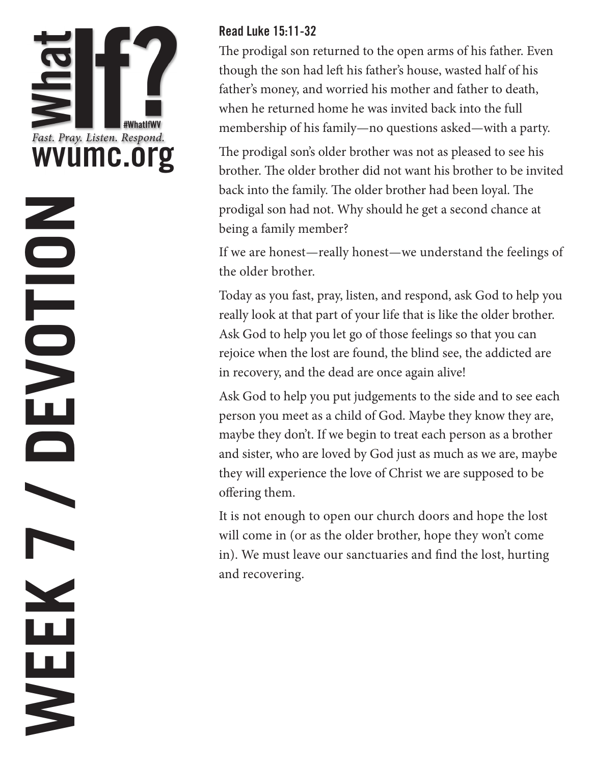# WEEK 7 / DEVOTION

What If? #WhatIfWV
*Fast. Pray. Listen. Respond.*
wvumc.org

**Read Luke 15:11-32**

The prodigal son returned to the open arms of his father. Even though the son had left his father's house, wasted half of his father's money, and worried his mother and father to death, when he returned home he was invited back into the full membership of his family—no questions asked—with a party.

The prodigal son's older brother was not as pleased to see his brother. The older brother did not want his brother to be invited back into the family. The older brother had been loyal. The prodigal son had not. Why should he get a second chance at being a family member?

If we are honest—really honest—we understand the feelings of the older brother.

Today as you fast, pray, listen, and respond, ask God to help you really look at that part of your life that is like the older brother. Ask God to help you let go of those feelings so that you can rejoice when the lost are found, the blind see, the addicted are in recovery, and the dead are once again alive!

Ask God to help you put judgements to the side and to see each person you meet as a child of God. Maybe they know they are, maybe they don't. If we begin to treat each person as a brother and sister, who are loved by God just as much as we are, maybe they will experience the love of Christ we are supposed to be offering them.

It is not enough to open our church doors and hope the lost will come in (or as the older brother, hope they won't come in). We must leave our sanctuaries and find the lost, hurting and recovering.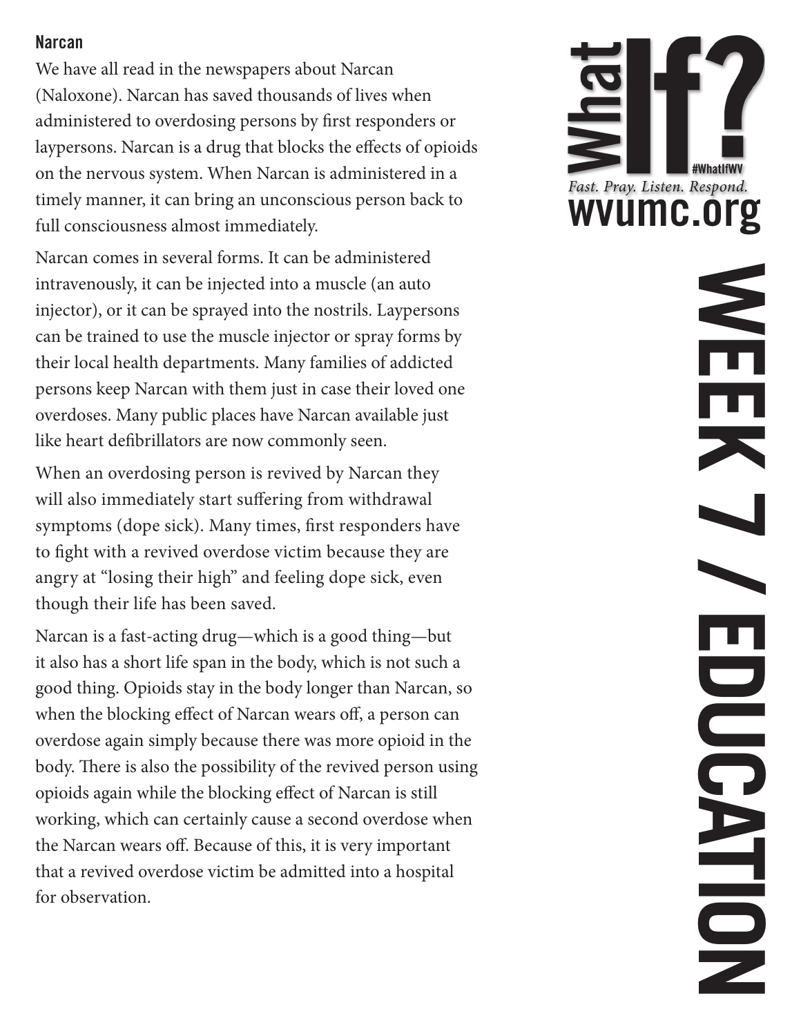## Narcan

We have all read in the newspapers about Narcan (Naloxone). Narcan has saved thousands of lives when administered to overdosing persons by first responders or laypersons. Narcan is a drug that blocks the effects of opioids on the nervous system. When Narcan is administered in a timely manner, it can bring an unconscious person back to full consciousness almost immediately.

Narcan comes in several forms. It can be administered intravenously, it can be injected into a muscle (an auto injector), or it can be sprayed into the nostrils. Laypersons can be trained to use the muscle injector or spray forms by their local health departments. Many families of addicted persons keep Narcan with them just in case their loved one overdoses. Many public places have Narcan available just like heart defibrillators are now commonly seen.

When an overdosing person is revived by Narcan they will also immediately start suffering from withdrawal symptoms (dope sick). Many times, first responders have to fight with a revived overdose victim because they are angry at "losing their high" and feeling dope sick, even though their life has been saved.

Narcan is a fast-acting drug—which is a good thing—but it also has a short life span in the body, which is not such a good thing. Opioids stay in the body longer than Narcan, so when the blocking effect of Narcan wears off, a person can overdose again simply because there was more opioid in the body. There is also the possibility of the revived person using opioids again while the blocking effect of Narcan is still working, which can certainly cause a second overdose when the Narcan wears off. Because of this, it is very important that a revived overdose victim be admitted into a hospital for observation.

What If?

#WhatIfWV

*Fast. Pray. Listen. Respond.*

wvumc.org

WEEK 7 / EDUCATION